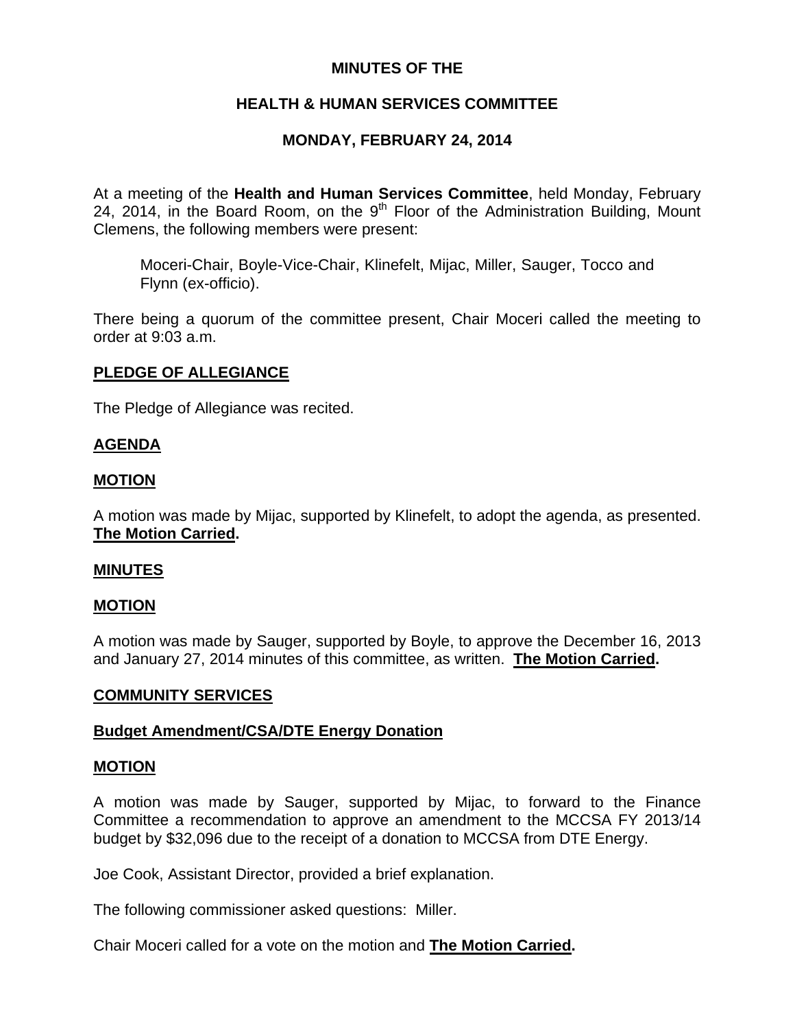# MINUTES OF THE

# HEALTH & HUMAN SERVICES COMMITTEE

# MONDAY, FEBRUARY 24, 2014

At a meeting of the **Health and Human Services Committee**, held Monday, February 24, 2014, in the Board Room, on the 9th Floor of the Administration Building, Mount Clemens, the following members were present:

> Moceri-Chair, Boyle-Vice-Chair, Klinefelt, Mijac, Miller, Sauger, Tocco and Flynn (ex-officio).

There being a quorum of the committee present, Chair Moceri called the meeting to order at 9:03 a.m.

## PLEDGE OF ALLEGIANCE

The Pledge of Allegiance was recited.

## AGENDA

## MOTION

A motion was made by Mijac, supported by Klinefelt, to adopt the agenda, as presented. **The Motion Carried.**

## MINUTES

## MOTION

A motion was made by Sauger, supported by Boyle, to approve the December 16, 2013 and January 27, 2014 minutes of this committee, as written. **The Motion Carried.**

## COMMUNITY SERVICES

## Budget Amendment/CSA/DTE Energy Donation

## MOTION

A motion was made by Sauger, supported by Mijac, to forward to the Finance Committee a recommendation to approve an amendment to the MCCSA FY 2013/14 budget by $32,096 due to the receipt of a donation to MCCSA from DTE Energy.

Joe Cook, Assistant Director, provided a brief explanation.

The following commissioner asked questions: Miller.

Chair Moceri called for a vote on the motion and **The Motion Carried.**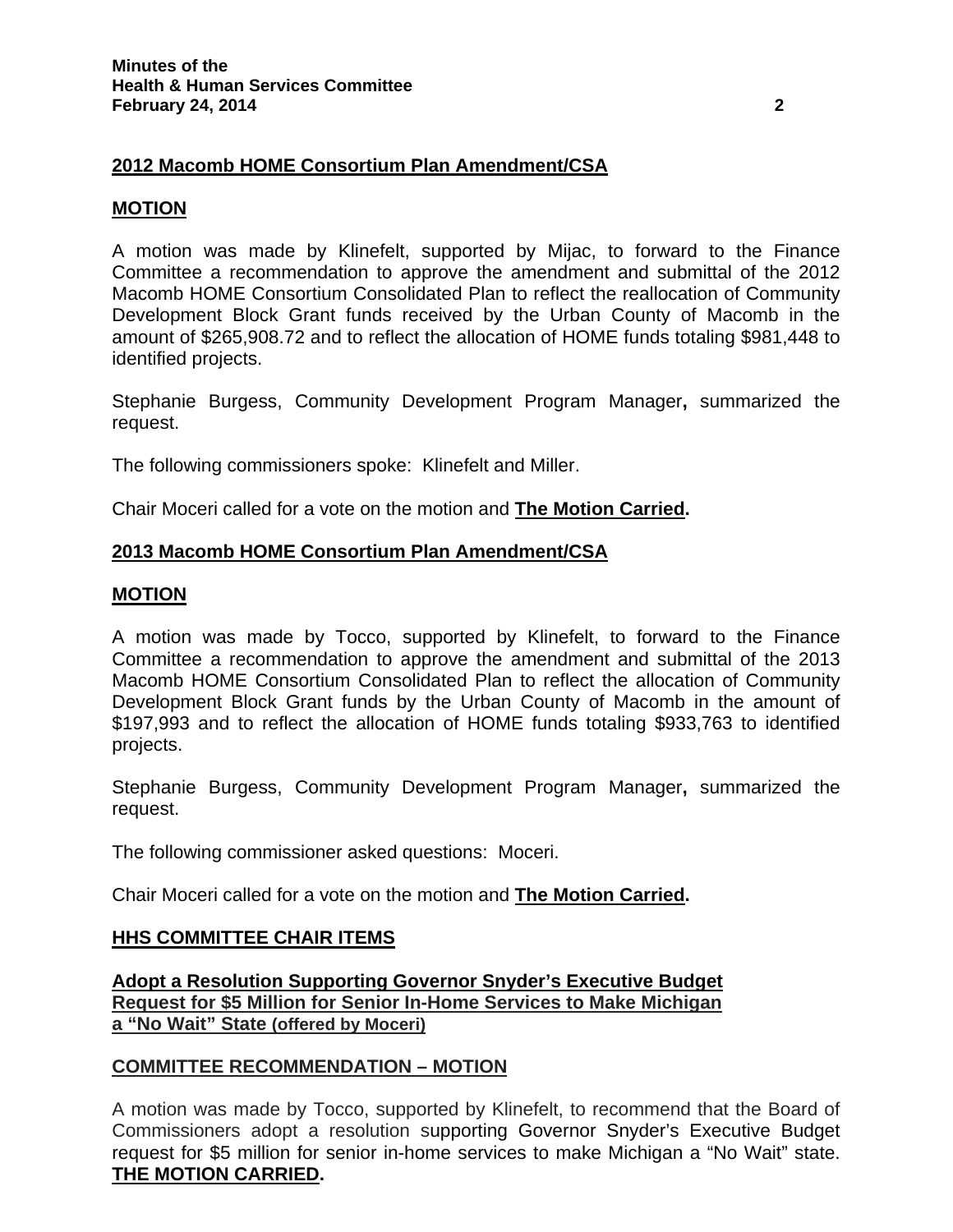## 2012 Macomb HOME Consortium Plan Amendment/CSA

### MOTION

A motion was made by Klinefelt, supported by Mijac, to forward to the Finance Committee a recommendation to approve the amendment and submittal of the 2012 Macomb HOME Consortium Consolidated Plan to reflect the reallocation of Community Development Block Grant funds received by the Urban County of Macomb in the amount of $265,908.72 and to reflect the allocation of HOME funds totaling $981,448 to identified projects.

Stephanie Burgess, Community Development Program Manager**,** summarized the request.

The following commissioners spoke: Klinefelt and Miller.

Chair Moceri called for a vote on the motion and **The Motion Carried.**

## 2013 Macomb HOME Consortium Plan Amendment/CSA

### MOTION

A motion was made by Tocco, supported by Klinefelt, to forward to the Finance Committee a recommendation to approve the amendment and submittal of the 2013 Macomb HOME Consortium Consolidated Plan to reflect the allocation of Community Development Block Grant funds by the Urban County of Macomb in the amount of $197,993 and to reflect the allocation of HOME funds totaling $933,763 to identified projects.

Stephanie Burgess, Community Development Program Manager**,** summarized the request.

The following commissioner asked questions: Moceri.

Chair Moceri called for a vote on the motion and **The Motion Carried.**

## HHS COMMITTEE CHAIR ITEMS

### Adopt a Resolution Supporting Governor Snyder's Executive Budget Request for $5 Million for Senior In-Home Services to Make Michigan a "No Wait" State (offered by Moceri)

### COMMITTEE RECOMMENDATION – MOTION

A motion was made by Tocco, supported by Klinefelt, to recommend that the Board of Commissioners adopt a resolution supporting Governor Snyder's Executive Budget request for $5 million for senior in-home services to make Michigan a "No Wait" state. **THE MOTION CARRIED.**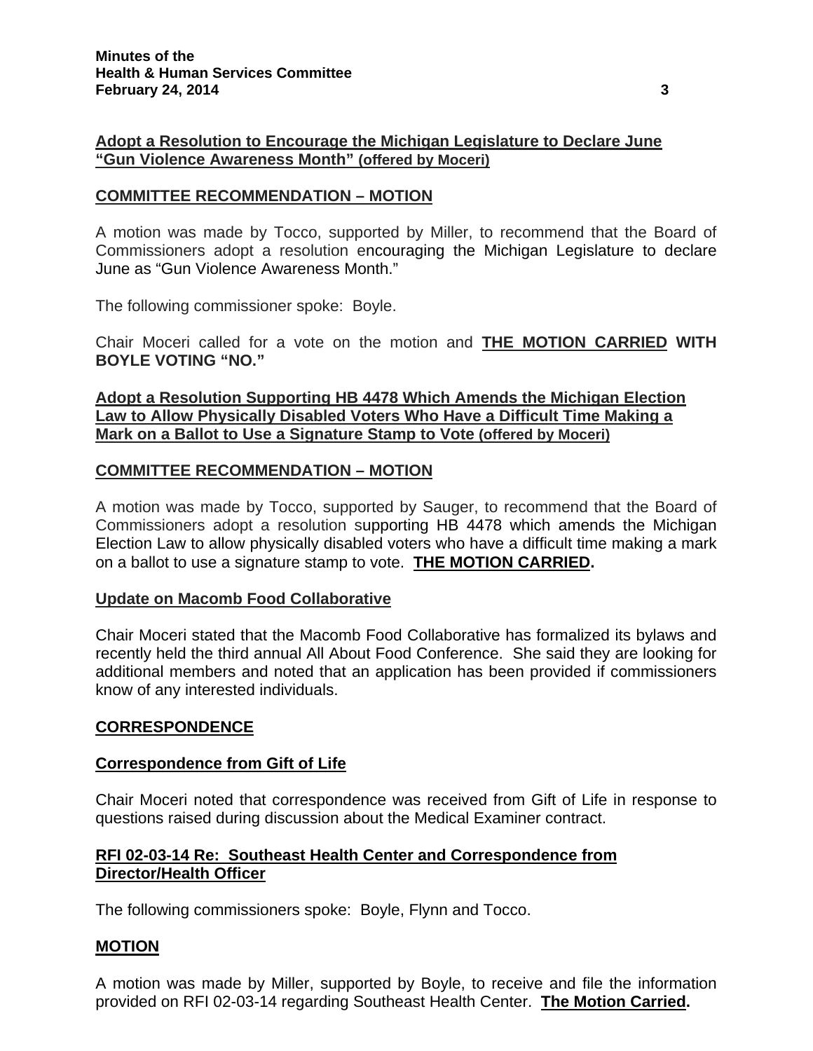**Adopt a Resolution to Encourage the Michigan Legislature to Declare June "Gun Violence Awareness Month" (offered by Moceri)**

**COMMITTEE RECOMMENDATION – MOTION**

A motion was made by Tocco, supported by Miller, to recommend that the Board of Commissioners adopt a resolution encouraging the Michigan Legislature to declare June as "Gun Violence Awareness Month."

The following commissioner spoke: Boyle.

Chair Moceri called for a vote on the motion and **THE MOTION CARRIED WITH BOYLE VOTING "NO."**

**Adopt a Resolution Supporting HB 4478 Which Amends the Michigan Election Law to Allow Physically Disabled Voters Who Have a Difficult Time Making a Mark on a Ballot to Use a Signature Stamp to Vote (offered by Moceri)**

**COMMITTEE RECOMMENDATION – MOTION**

A motion was made by Tocco, supported by Sauger, to recommend that the Board of Commissioners adopt a resolution supporting HB 4478 which amends the Michigan Election Law to allow physically disabled voters who have a difficult time making a mark on a ballot to use a signature stamp to vote. **THE MOTION CARRIED.**

**Update on Macomb Food Collaborative**

Chair Moceri stated that the Macomb Food Collaborative has formalized its bylaws and recently held the third annual All About Food Conference. She said they are looking for additional members and noted that an application has been provided if commissioners know of any interested individuals.

**CORRESPONDENCE**

**Correspondence from Gift of Life**

Chair Moceri noted that correspondence was received from Gift of Life in response to questions raised during discussion about the Medical Examiner contract.

**RFI 02-03-14 Re: Southeast Health Center and Correspondence from Director/Health Officer**

The following commissioners spoke: Boyle, Flynn and Tocco.

**MOTION**

A motion was made by Miller, supported by Boyle, to receive and file the information provided on RFI 02-03-14 regarding Southeast Health Center. **The Motion Carried.**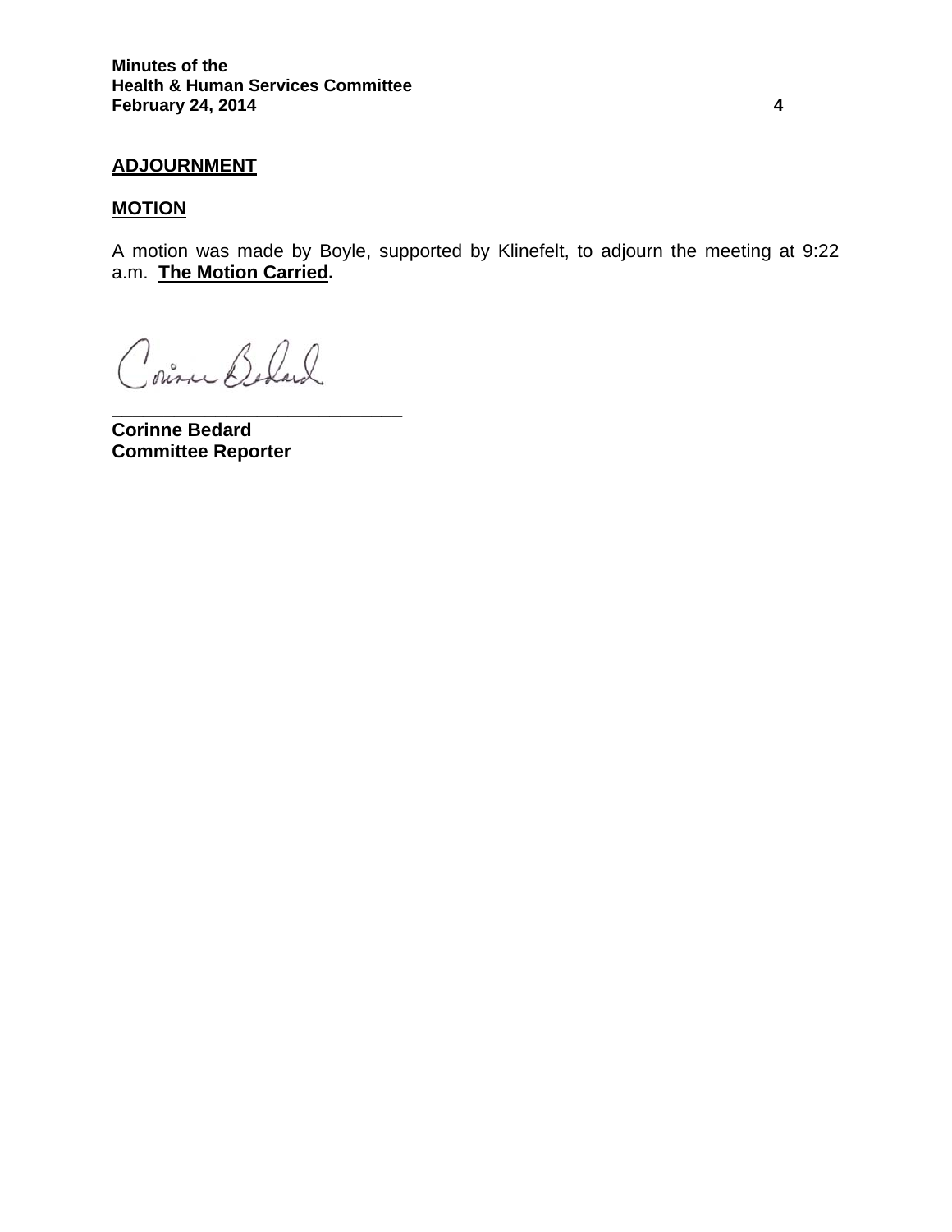**ADJOURNMENT**

**MOTION**

A motion was made by Boyle, supported by Klinefelt, to adjourn the meeting at 9:22 a.m. **The Motion Carried.**

\_\_\_\_\_\_\_\_\_\_\_\_\_\_\_\_\_\_\_\_\_\_\_\_\_\_\_\_\_\_

**Corinne Bedard**
**Committee Reporter**